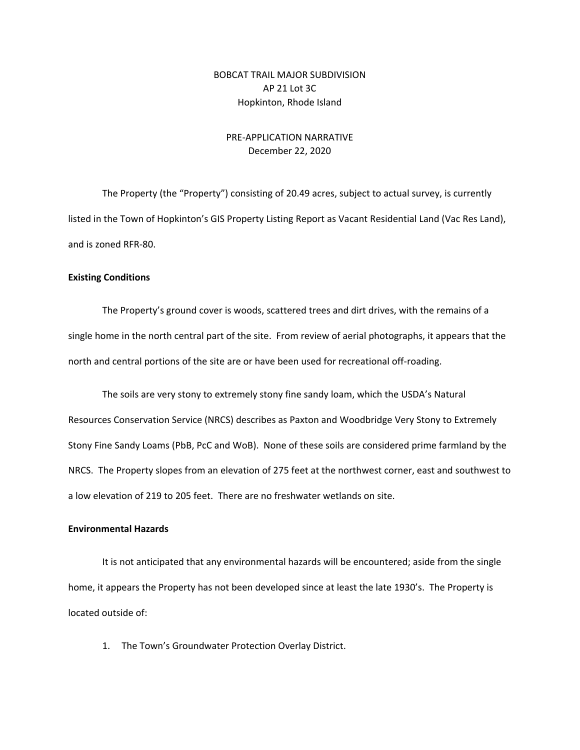# BOBCAT TRAIL MAJOR SUBDIVISION
AP 21 Lot 3C
Hopkinton, Rhode Island

## PRE-APPLICATION NARRATIVE
December 22, 2020

The Property (the "Property") consisting of 20.49 acres, subject to actual survey, is currently listed in the Town of Hopkinton's GIS Property Listing Report as Vacant Residential Land (Vac Res Land), and is zoned RFR-80.

**Existing Conditions**

The Property's ground cover is woods, scattered trees and dirt drives, with the remains of a single home in the north central part of the site. From review of aerial photographs, it appears that the north and central portions of the site are or have been used for recreational off-roading.

The soils are very stony to extremely stony fine sandy loam, which the USDA's Natural Resources Conservation Service (NRCS) describes as Paxton and Woodbridge Very Stony to Extremely Stony Fine Sandy Loams (PbB, PcC and WoB). None of these soils are considered prime farmland by the NRCS. The Property slopes from an elevation of 275 feet at the northwest corner, east and southwest to a low elevation of 219 to 205 feet. There are no freshwater wetlands on site.

**Environmental Hazards**

It is not anticipated that any environmental hazards will be encountered; aside from the single home, it appears the Property has not been developed since at least the late 1930's. The Property is located outside of:

1. The Town's Groundwater Protection Overlay District.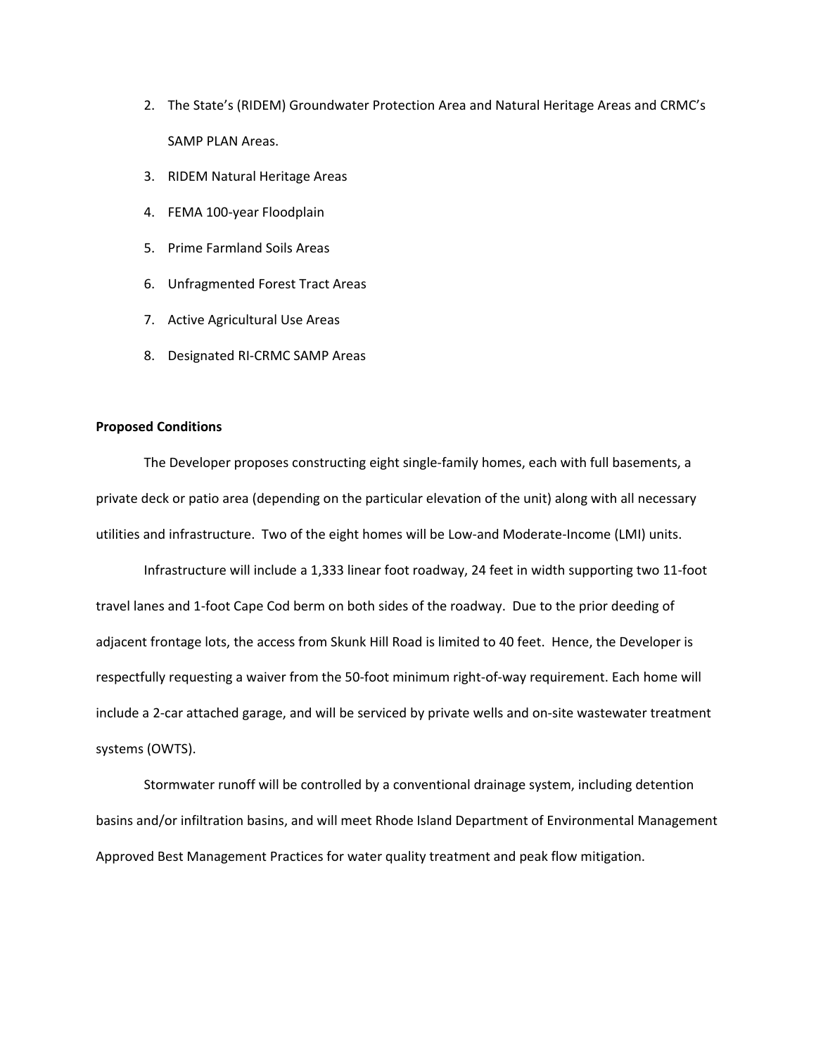2. The State's (RIDEM) Groundwater Protection Area and Natural Heritage Areas and CRMC's SAMP PLAN Areas.
3. RIDEM Natural Heritage Areas
4. FEMA 100-year Floodplain
5. Prime Farmland Soils Areas
6. Unfragmented Forest Tract Areas
7. Active Agricultural Use Areas
8. Designated RI-CRMC SAMP Areas

**Proposed Conditions**

The Developer proposes constructing eight single-family homes, each with full basements, a private deck or patio area (depending on the particular elevation of the unit) along with all necessary utilities and infrastructure. Two of the eight homes will be Low-and Moderate-Income (LMI) units.

Infrastructure will include a 1,333 linear foot roadway, 24 feet in width supporting two 11-foot travel lanes and 1-foot Cape Cod berm on both sides of the roadway. Due to the prior deeding of adjacent frontage lots, the access from Skunk Hill Road is limited to 40 feet. Hence, the Developer is respectfully requesting a waiver from the 50-foot minimum right-of-way requirement. Each home will include a 2-car attached garage, and will be serviced by private wells and on-site wastewater treatment systems (OWTS).

Stormwater runoff will be controlled by a conventional drainage system, including detention basins and/or infiltration basins, and will meet Rhode Island Department of Environmental Management Approved Best Management Practices for water quality treatment and peak flow mitigation.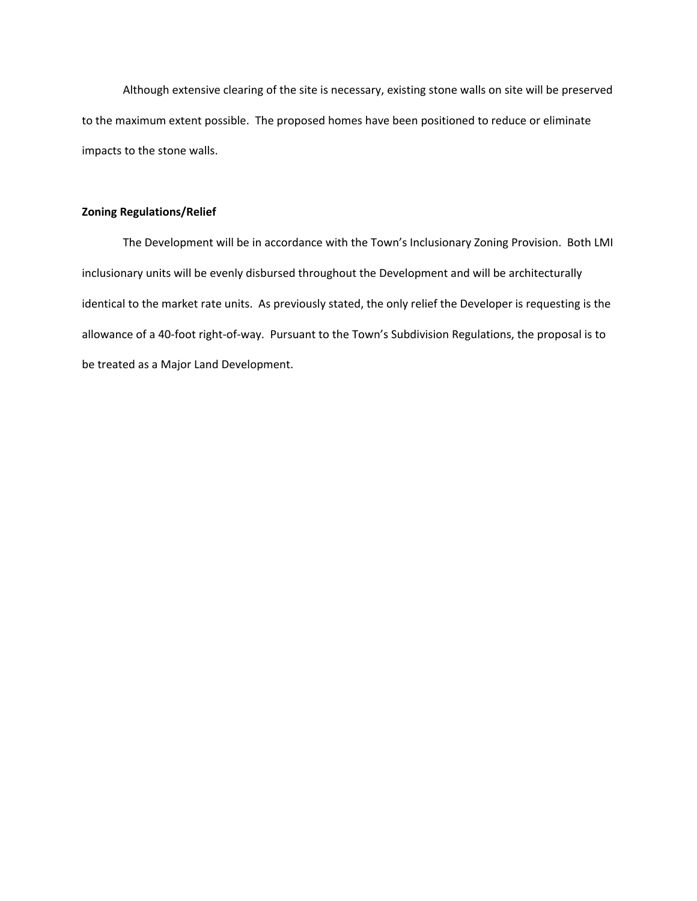Although extensive clearing of the site is necessary, existing stone walls on site will be preserved to the maximum extent possible. The proposed homes have been positioned to reduce or eliminate impacts to the stone walls.

**Zoning Regulations/Relief**

The Development will be in accordance with the Town's Inclusionary Zoning Provision. Both LMI inclusionary units will be evenly disbursed throughout the Development and will be architecturally identical to the market rate units. As previously stated, the only relief the Developer is requesting is the allowance of a 40-foot right-of-way. Pursuant to the Town's Subdivision Regulations, the proposal is to be treated as a Major Land Development.